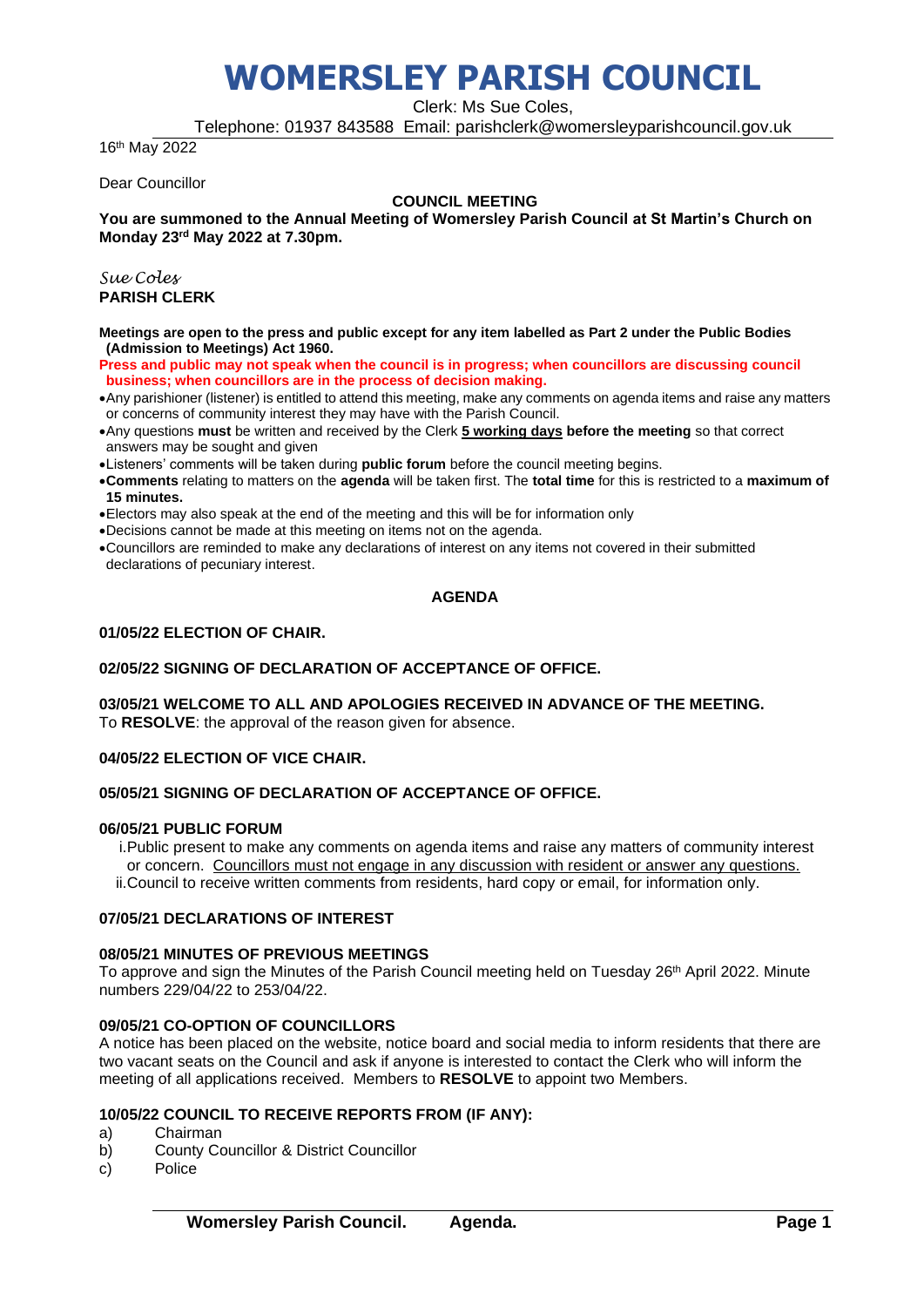# WOMERSLEY PARISH COUNCIL

Clerk: Ms Sue Coles,

Telephone: 01937 843588 Email: parishclerk@womersleyparishcouncil.gov.uk

16th May 2022

Dear Councillor

**COUNCIL MEETING**

**You are summoned to the Annual Meeting of Womersley Parish Council at St Martin's Church on Monday 23rd May 2022 at 7.30pm.**

*Sue Coles*
**PARISH CLERK**

**Meetings are open to the press and public except for any item labelled as Part 2 under the Public Bodies (Admission to Meetings) Act 1960.**

**Press and public may not speak when the council is in progress; when councillors are discussing council business; when councillors are in the process of decision making.**

- Any parishioner (listener) is entitled to attend this meeting, make any comments on agenda items and raise any matters or concerns of community interest they may have with the Parish Council.
- Any questions **must** be written and received by the Clerk **5 working days before the meeting** so that correct answers may be sought and given
- Listeners' comments will be taken during **public forum** before the council meeting begins.
- **Comments** relating to matters on the **agenda** will be taken first. The **total time** for this is restricted to a **maximum of 15 minutes.**
- Electors may also speak at the end of the meeting and this will be for information only
- Decisions cannot be made at this meeting on items not on the agenda.
- Councillors are reminded to make any declarations of interest on any items not covered in their submitted declarations of pecuniary interest.

**AGENDA**

**01/05/22 ELECTION OF CHAIR.**

**02/05/22 SIGNING OF DECLARATION OF ACCEPTANCE OF OFFICE.**

**03/05/21 WELCOME TO ALL AND APOLOGIES RECEIVED IN ADVANCE OF THE MEETING.**
To **RESOLVE**: the approval of the reason given for absence.

**04/05/22 ELECTION OF VICE CHAIR.**

**05/05/21 SIGNING OF DECLARATION OF ACCEPTANCE OF OFFICE.**

**06/05/21 PUBLIC FORUM**

i. Public present to make any comments on agenda items and raise any matters of community interest or concern. Councillors must not engage in any discussion with resident or answer any questions.
ii. Council to receive written comments from residents, hard copy or email, for information only.

**07/05/21 DECLARATIONS OF INTEREST**

**08/05/21 MINUTES OF PREVIOUS MEETINGS**
To approve and sign the Minutes of the Parish Council meeting held on Tuesday 26th April 2022. Minute numbers 229/04/22 to 253/04/22.

**09/05/21 CO-OPTION OF COUNCILLORS**
A notice has been placed on the website, notice board and social media to inform residents that there are two vacant seats on the Council and ask if anyone is interested to contact the Clerk who will inform the meeting of all applications received. Members to **RESOLVE** to appoint two Members.

**10/05/22 COUNCIL TO RECEIVE REPORTS FROM (IF ANY):**

a) Chairman
b) County Councillor & District Councillor
c) Police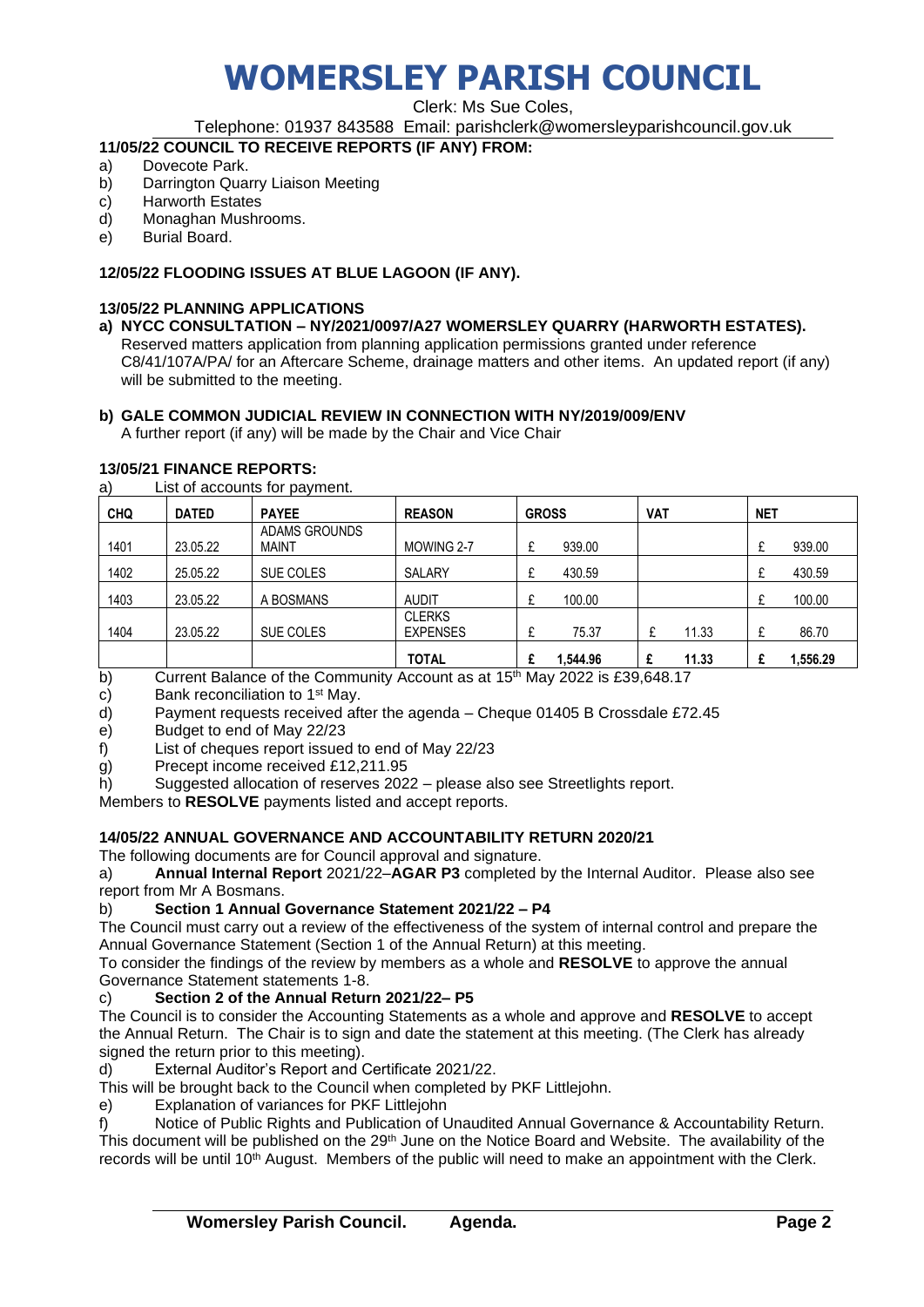# WOMERSLEY PARISH COUNCIL

Clerk: Ms Sue Coles,

Telephone: 01937 843588 Email: parishclerk@womersleyparishcouncil.gov.uk

**11/05/22 COUNCIL TO RECEIVE REPORTS (IF ANY) FROM:**

a) Dovecote Park.
b) Darrington Quarry Liaison Meeting
c) Harworth Estates
d) Monaghan Mushrooms.
e) Burial Board.

**12/05/22 FLOODING ISSUES AT BLUE LAGOON (IF ANY).**

**13/05/22 PLANNING APPLICATIONS**

**a) NYCC CONSULTATION – NY/2021/0097/A27 WOMERSLEY QUARRY (HARWORTH ESTATES).**
Reserved matters application from planning application permissions granted under reference C8/41/107A/PA/ for an Aftercare Scheme, drainage matters and other items. An updated report (if any) will be submitted to the meeting.

**b) GALE COMMON JUDICIAL REVIEW IN CONNECTION WITH NY/2019/009/ENV**
A further report (if any) will be made by the Chair and Vice Chair

**13/05/21 FINANCE REPORTS:**

a) List of accounts for payment.

| CHQ | DATED | PAYEE | REASON | GROSS | VAT | NET |
|---|---|---|---|---|---|---|
| 1401 | 23.05.22 | ADAMS GROUNDS MAINT | MOWING 2-7 | £ 939.00 | | £ 939.00 |
| 1402 | 25.05.22 | SUE COLES | SALARY | £ 430.59 | | £ 430.59 |
| 1403 | 23.05.22 | A BOSMANS | AUDIT | £ 100.00 | | £ 100.00 |
| 1404 | 23.05.22 | SUE COLES | CLERKS EXPENSES | £ 75.37 | £ 11.33 | £ 86.70 |
| | | | **TOTAL** | **£ 1,544.96** | **£ 11.33** | **£ 1,556.29** |

b) Current Balance of the Community Account as at 15th May 2022 is £39,648.17
c) Bank reconciliation to 1st May.
d) Payment requests received after the agenda – Cheque 01405 B Crossdale £72.45
e) Budget to end of May 22/23
f) List of cheques report issued to end of May 22/23
g) Precept income received £12,211.95
h) Suggested allocation of reserves 2022 – please also see Streetlights report.

Members to **RESOLVE** payments listed and accept reports.

**14/05/22 ANNUAL GOVERNANCE AND ACCOUNTABILITY RETURN 2020/21**

The following documents are for Council approval and signature.

a) **Annual Internal Report** 2021/22–**AGAR P3** completed by the Internal Auditor. Please also see report from Mr A Bosmans.

b) **Section 1 Annual Governance Statement 2021/22 – P4**
The Council must carry out a review of the effectiveness of the system of internal control and prepare the Annual Governance Statement (Section 1 of the Annual Return) at this meeting.
To consider the findings of the review by members as a whole and **RESOLVE** to approve the annual Governance Statement statements 1-8.

c) **Section 2 of the Annual Return 2021/22– P5**
The Council is to consider the Accounting Statements as a whole and approve and **RESOLVE** to accept the Annual Return. The Chair is to sign and date the statement at this meeting. (The Clerk has already signed the return prior to this meeting).

d) External Auditor's Report and Certificate 2021/22.
This will be brought back to the Council when completed by PKF Littlejohn.

e) Explanation of variances for PKF Littlejohn

f) Notice of Public Rights and Publication of Unaudited Annual Governance & Accountability Return. This document will be published on the 29th June on the Notice Board and Website. The availability of the records will be until 10th August. Members of the public will need to make an appointment with the Clerk.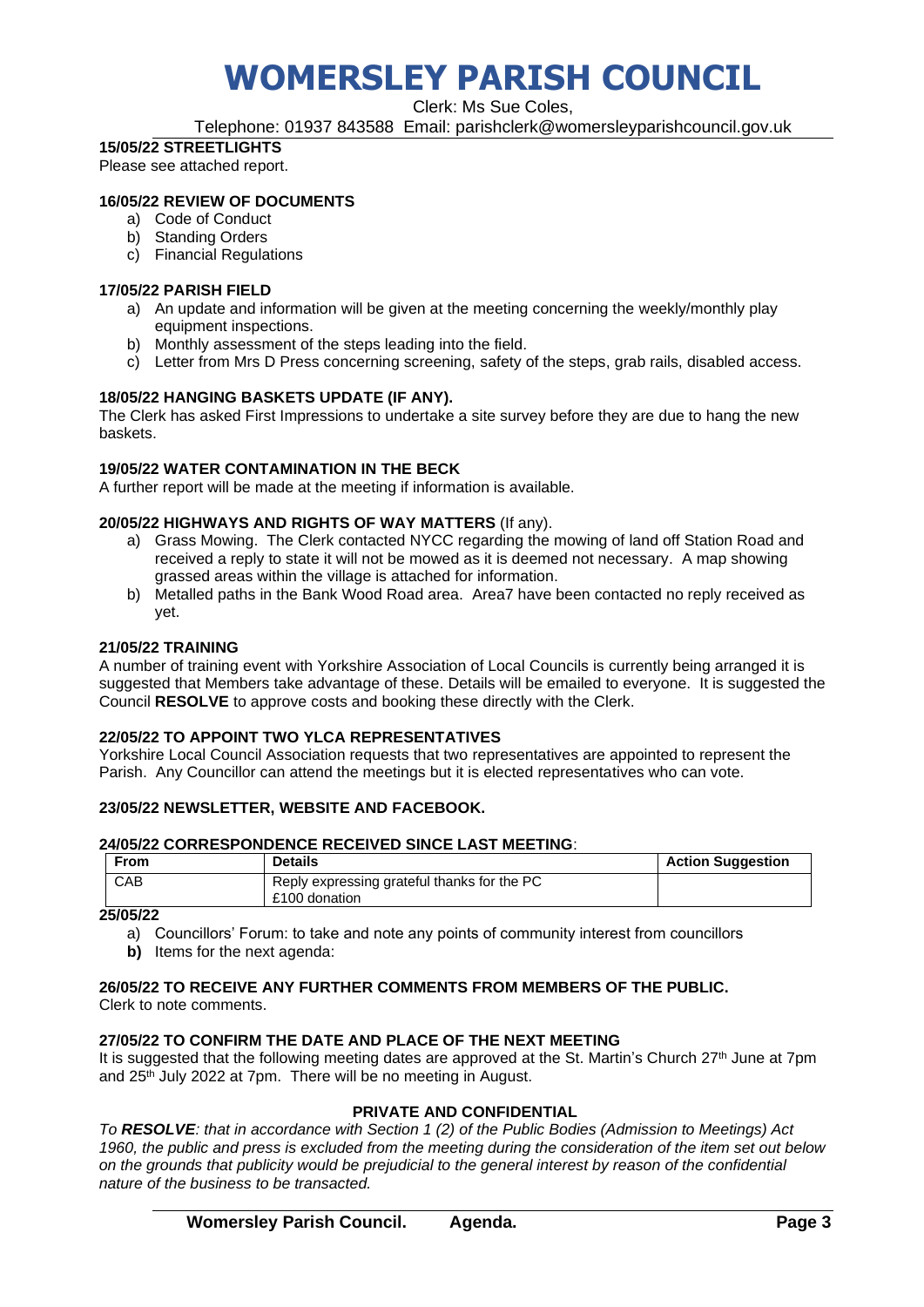# WOMERSLEY PARISH COUNCIL

Clerk: Ms Sue Coles,

Telephone: 01937 843588 Email: parishclerk@womersleyparishcouncil.gov.uk

**15/05/22 STREETLIGHTS**

Please see attached report.

**16/05/22 REVIEW OF DOCUMENTS**

a) Code of Conduct
b) Standing Orders
c) Financial Regulations

**17/05/22 PARISH FIELD**

a) An update and information will be given at the meeting concerning the weekly/monthly play equipment inspections.
b) Monthly assessment of the steps leading into the field.
c) Letter from Mrs D Press concerning screening, safety of the steps, grab rails, disabled access.

**18/05/22 HANGING BASKETS UPDATE (IF ANY).**

The Clerk has asked First Impressions to undertake a site survey before they are due to hang the new baskets.

**19/05/22 WATER CONTAMINATION IN THE BECK**

A further report will be made at the meeting if information is available.

**20/05/22 HIGHWAYS AND RIGHTS OF WAY MATTERS** (If any).

a) Grass Mowing. The Clerk contacted NYCC regarding the mowing of land off Station Road and received a reply to state it will not be mowed as it is deemed not necessary. A map showing grassed areas within the village is attached for information.
b) Metalled paths in the Bank Wood Road area. Area7 have been contacted no reply received as yet.

**21/05/22 TRAINING**

A number of training event with Yorkshire Association of Local Councils is currently being arranged it is suggested that Members take advantage of these. Details will be emailed to everyone. It is suggested the Council **RESOLVE** to approve costs and booking these directly with the Clerk.

**22/05/22 TO APPOINT TWO YLCA REPRESENTATIVES**

Yorkshire Local Council Association requests that two representatives are appointed to represent the Parish. Any Councillor can attend the meetings but it is elected representatives who can vote.

**23/05/22 NEWSLETTER, WEBSITE AND FACEBOOK.**

**24/05/22 CORRESPONDENCE RECEIVED SINCE LAST MEETING**:

| From | Details | Action Suggestion |
|---|---|---|
| CAB | Reply expressing grateful thanks for the PC £100 donation | |

**25/05/22**

a) Councillors' Forum: to take and note any points of community interest from councillors
**b)** Items for the next agenda:

**26/05/22 TO RECEIVE ANY FURTHER COMMENTS FROM MEMBERS OF THE PUBLIC.**

Clerk to note comments.

**27/05/22 TO CONFIRM THE DATE AND PLACE OF THE NEXT MEETING**

It is suggested that the following meeting dates are approved at the St. Martin's Church 27th June at 7pm and 25th July 2022 at 7pm. There will be no meeting in August.

**PRIVATE AND CONFIDENTIAL**

*To **RESOLVE**: that in accordance with Section 1 (2) of the Public Bodies (Admission to Meetings) Act 1960, the public and press is excluded from the meeting during the consideration of the item set out below on the grounds that publicity would be prejudicial to the general interest by reason of the confidential nature of the business to be transacted.*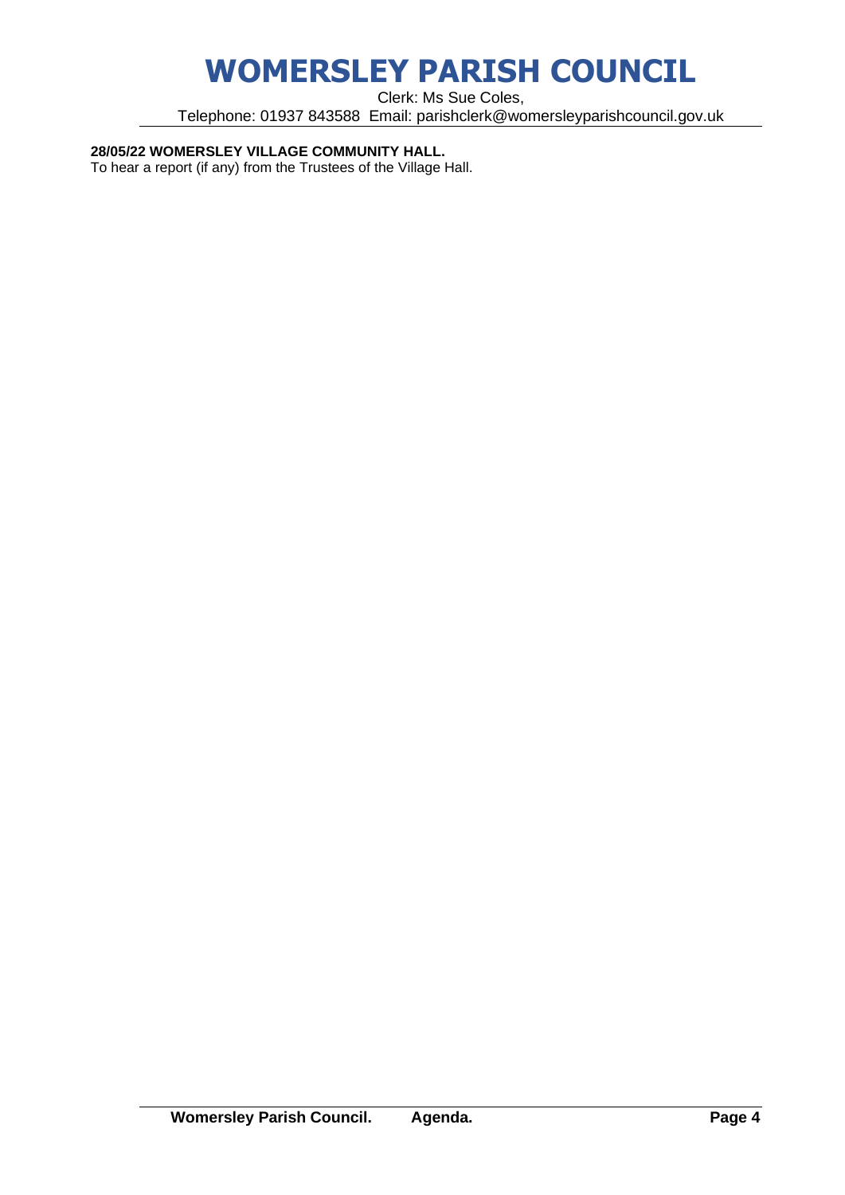**28/05/22 WOMERSLEY VILLAGE COMMUNITY HALL.**
To hear a report (if any) from the Trustees of the Village Hall.